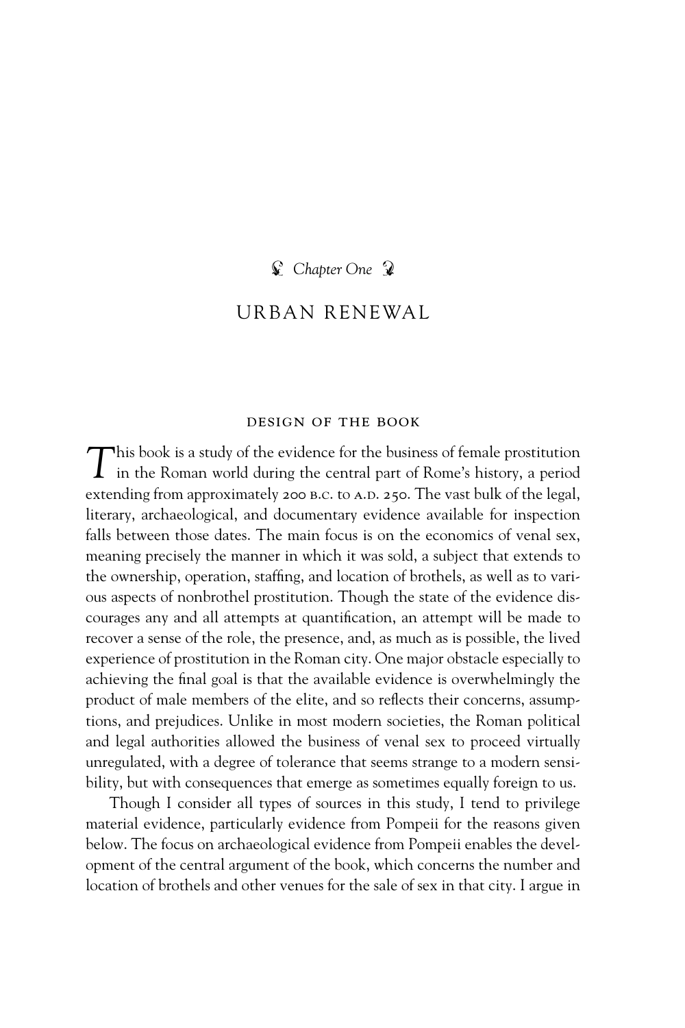*Chapter One*

# URBAN RENEWAL

## DESIGN OF THE BOOK

This book is a study of the evidence for the business of female prostitution in the Roman world during the central part of Rome's history, a period extending from approximately 200 B.C. to A.D. 250. The vast bulk of the legal, literary, archaeological, and documentary evidence available for inspection falls between those dates. The main focus is on the economics of venal sex, meaning precisely the manner in which it was sold, a subject that extends to the ownership, operation, staffing, and location of brothels, as well as to various aspects of nonbrothel prostitution. Though the state of the evidence discourages any and all attempts at quantification, an attempt will be made to recover a sense of the role, the presence, and, as much as is possible, the lived experience of prostitution in the Roman city. One major obstacle especially to achieving the final goal is that the available evidence is overwhelmingly the product of male members of the elite, and so reflects their concerns, assumptions, and prejudices. Unlike in most modern societies, the Roman political and legal authorities allowed the business of venal sex to proceed virtually unregulated, with a degree of tolerance that seems strange to a modern sensibility, but with consequences that emerge as sometimes equally foreign to us.

Though I consider all types of sources in this study, I tend to privilege material evidence, particularly evidence from Pompeii for the reasons given below. The focus on archaeological evidence from Pompeii enables the development of the central argument of the book, which concerns the number and location of brothels and other venues for the sale of sex in that city. I argue in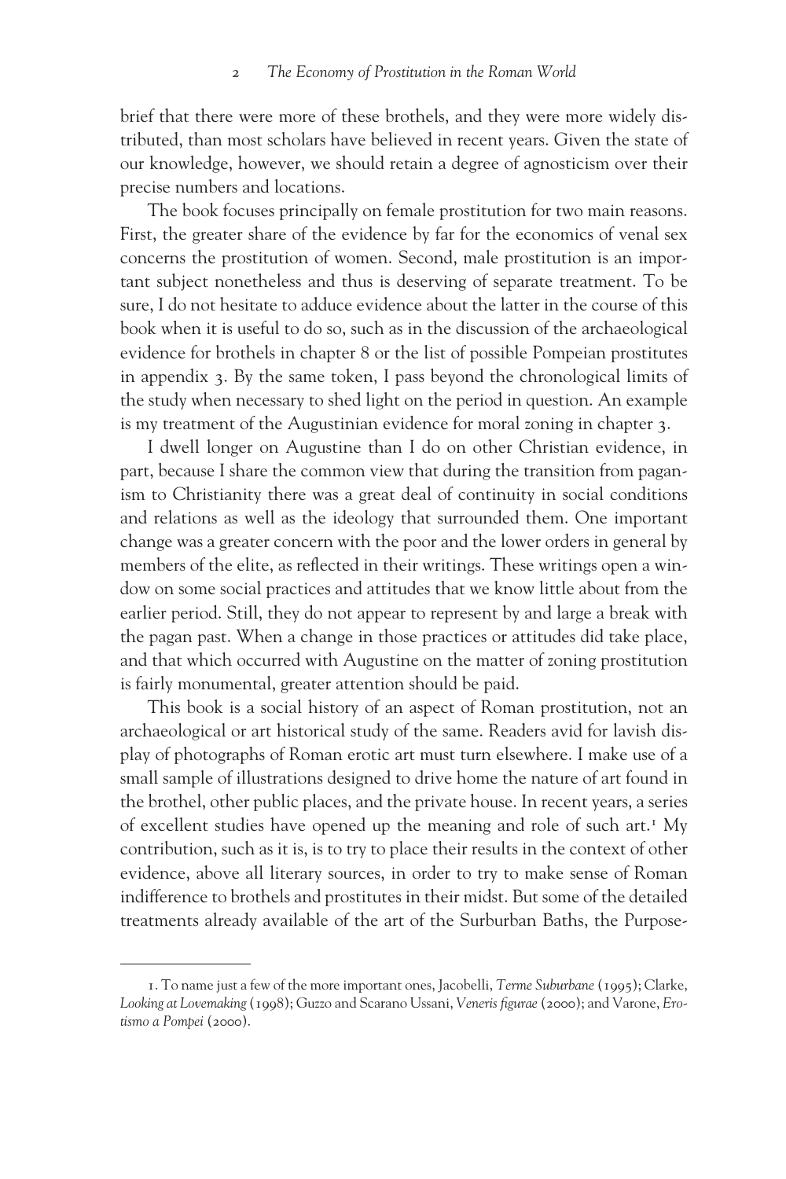brief that there were more of these brothels, and they were more widely distributed, than most scholars have believed in recent years. Given the state of our knowledge, however, we should retain a degree of agnosticism over their precise numbers and locations.

The book focuses principally on female prostitution for two main reasons. First, the greater share of the evidence by far for the economics of venal sex concerns the prostitution of women. Second, male prostitution is an important subject nonetheless and thus is deserving of separate treatment. To be sure, I do not hesitate to adduce evidence about the latter in the course of this book when it is useful to do so, such as in the discussion of the archaeological evidence for brothels in chapter 8 or the list of possible Pompeian prostitutes in appendix 3. By the same token, I pass beyond the chronological limits of the study when necessary to shed light on the period in question. An example is my treatment of the Augustinian evidence for moral zoning in chapter 3.

I dwell longer on Augustine than I do on other Christian evidence, in part, because I share the common view that during the transition from paganism to Christianity there was a great deal of continuity in social conditions and relations as well as the ideology that surrounded them. One important change was a greater concern with the poor and the lower orders in general by members of the elite, as reflected in their writings. These writings open a window on some social practices and attitudes that we know little about from the earlier period. Still, they do not appear to represent by and large a break with the pagan past. When a change in those practices or attitudes did take place, and that which occurred with Augustine on the matter of zoning prostitution is fairly monumental, greater attention should be paid.

This book is a social history of an aspect of Roman prostitution, not an archaeological or art historical study of the same. Readers avid for lavish display of photographs of Roman erotic art must turn elsewhere. I make use of a small sample of illustrations designed to drive home the nature of art found in the brothel, other public places, and the private house. In recent years, a series of excellent studies have opened up the meaning and role of such art.[1] My contribution, such as it is, is to try to place their results in the context of other evidence, above all literary sources, in order to try to make sense of Roman indifference to brothels and prostitutes in their midst. But some of the detailed treatments already available of the art of the Surburban Baths, the Purpose-

1. To name just a few of the more important ones, Jacobelli, *Terme Suburbane* (1995); Clarke, *Looking at Lovemaking* (1998); Guzzo and Scarano Ussani, *Veneris figurae* (2000); and Varone, *Erotismo a Pompei* (2000).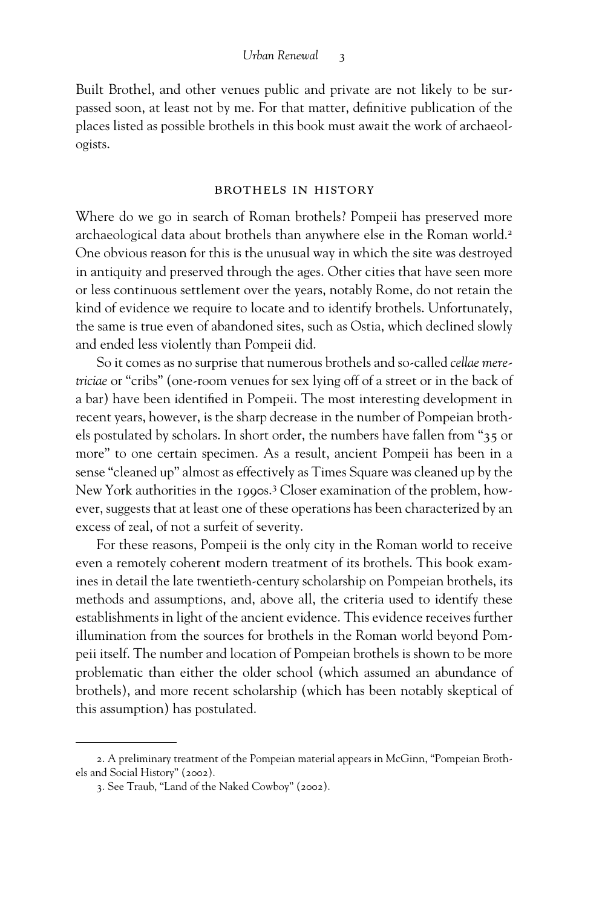Built Brothel, and other venues public and private are not likely to be surpassed soon, at least not by me. For that matter, definitive publication of the places listed as possible brothels in this book must await the work of archaeologists.

## BROTHELS IN HISTORY

Where do we go in search of Roman brothels? Pompeii has preserved more archaeological data about brothels than anywhere else in the Roman world.[2] One obvious reason for this is the unusual way in which the site was destroyed in antiquity and preserved through the ages. Other cities that have seen more or less continuous settlement over the years, notably Rome, do not retain the kind of evidence we require to locate and to identify brothels. Unfortunately, the same is true even of abandoned sites, such as Ostia, which declined slowly and ended less violently than Pompeii did.

So it comes as no surprise that numerous brothels and so-called *cellae meretriciae* or "cribs" (one-room venues for sex lying off of a street or in the back of a bar) have been identified in Pompeii. The most interesting development in recent years, however, is the sharp decrease in the number of Pompeian brothels postulated by scholars. In short order, the numbers have fallen from "35 or more" to one certain specimen. As a result, ancient Pompeii has been in a sense "cleaned up" almost as effectively as Times Square was cleaned up by the New York authorities in the 1990s.[3] Closer examination of the problem, however, suggests that at least one of these operations has been characterized by an excess of zeal, of not a surfeit of severity.

For these reasons, Pompeii is the only city in the Roman world to receive even a remotely coherent modern treatment of its brothels. This book examines in detail the late twentieth-century scholarship on Pompeian brothels, its methods and assumptions, and, above all, the criteria used to identify these establishments in light of the ancient evidence. This evidence receives further illumination from the sources for brothels in the Roman world beyond Pompeii itself. The number and location of Pompeian brothels is shown to be more problematic than either the older school (which assumed an abundance of brothels), and more recent scholarship (which has been notably skeptical of this assumption) has postulated.

2. A preliminary treatment of the Pompeian material appears in McGinn, "Pompeian Brothels and Social History" (2002).

3. See Traub, "Land of the Naked Cowboy" (2002).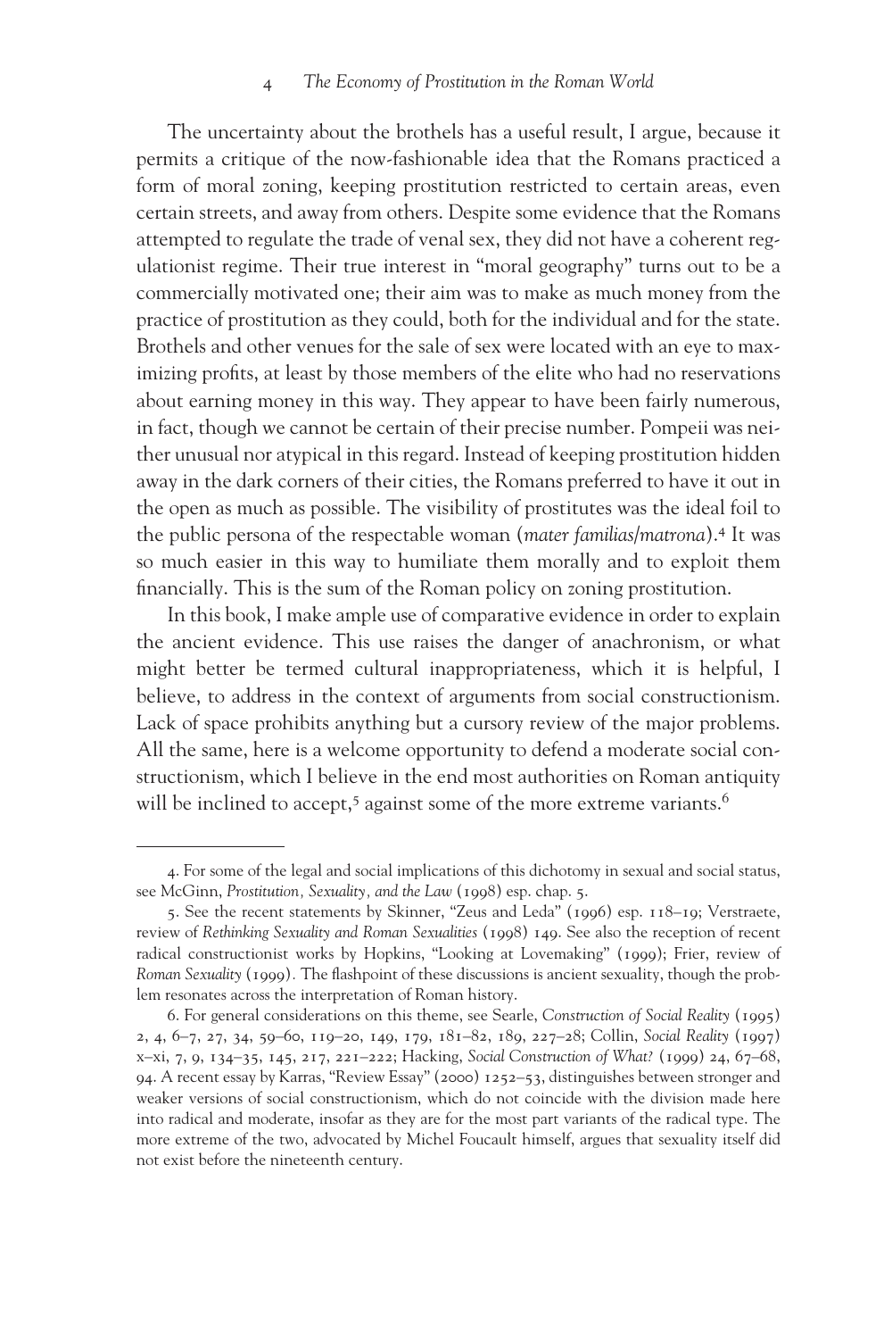The uncertainty about the brothels has a useful result, I argue, because it permits a critique of the now-fashionable idea that the Romans practiced a form of moral zoning, keeping prostitution restricted to certain areas, even certain streets, and away from others. Despite some evidence that the Romans attempted to regulate the trade of venal sex, they did not have a coherent regulationist regime. Their true interest in "moral geography" turns out to be a commercially motivated one; their aim was to make as much money from the practice of prostitution as they could, both for the individual and for the state. Brothels and other venues for the sale of sex were located with an eye to maximizing profits, at least by those members of the elite who had no reservations about earning money in this way. They appear to have been fairly numerous, in fact, though we cannot be certain of their precise number. Pompeii was neither unusual nor atypical in this regard. Instead of keeping prostitution hidden away in the dark corners of their cities, the Romans preferred to have it out in the open as much as possible. The visibility of prostitutes was the ideal foil to the public persona of the respectable woman (*mater familias/matrona*).[4] It was so much easier in this way to humiliate them morally and to exploit them financially. This is the sum of the Roman policy on zoning prostitution.

In this book, I make ample use of comparative evidence in order to explain the ancient evidence. This use raises the danger of anachronism, or what might better be termed cultural inappropriateness, which it is helpful, I believe, to address in the context of arguments from social constructionism. Lack of space prohibits anything but a cursory review of the major problems. All the same, here is a welcome opportunity to defend a moderate social constructionism, which I believe in the end most authorities on Roman antiquity will be inclined to accept,[5] against some of the more extreme variants.[6]

---

4. For some of the legal and social implications of this dichotomy in sexual and social status, see McGinn, *Prostitution, Sexuality, and the Law* (1998) esp. chap. 5.

5. See the recent statements by Skinner, "Zeus and Leda" (1996) esp. 118–19; Verstraete, review of *Rethinking Sexuality and Roman Sexualities* (1998) 149. See also the reception of recent radical constructionist works by Hopkins, "Looking at Lovemaking" (1999); Frier, review of *Roman Sexuality* (1999). The flashpoint of these discussions is ancient sexuality, though the problem resonates across the interpretation of Roman history.

6. For general considerations on this theme, see Searle, *Construction of Social Reality* (1995) 2, 4, 6–7, 27, 34, 59–60, 119–20, 149, 179, 181–82, 189, 227–28; Collin, *Social Reality* (1997) x–xi, 7, 9, 134–35, 145, 217, 221–222; Hacking, *Social Construction of What?* (1999) 24, 67–68, 94. A recent essay by Karras, "Review Essay" (2000) 1252–53, distinguishes between stronger and weaker versions of social constructionism, which do not coincide with the division made here into radical and moderate, insofar as they are for the most part variants of the radical type. The more extreme of the two, advocated by Michel Foucault himself, argues that sexuality itself did not exist before the nineteenth century.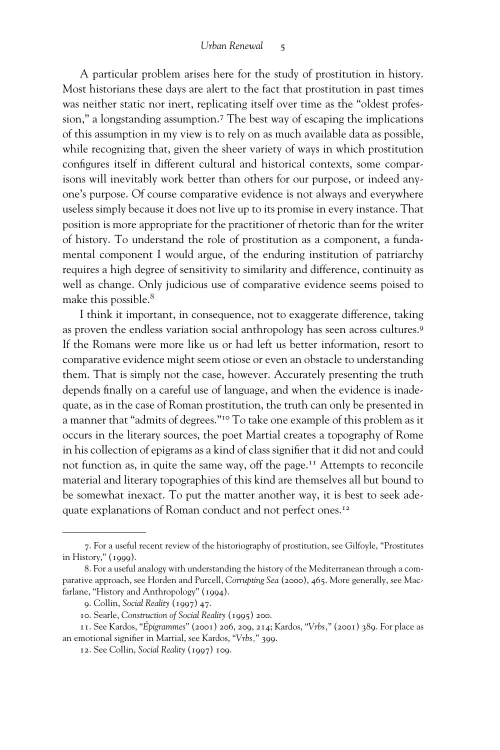A particular problem arises here for the study of prostitution in history. Most historians these days are alert to the fact that prostitution in past times was neither static nor inert, replicating itself over time as the "oldest profession," a longstanding assumption.[7] The best way of escaping the implications of this assumption in my view is to rely on as much available data as possible, while recognizing that, given the sheer variety of ways in which prostitution configures itself in different cultural and historical contexts, some comparisons will inevitably work better than others for our purpose, or indeed anyone's purpose. Of course comparative evidence is not always and everywhere useless simply because it does not live up to its promise in every instance. That position is more appropriate for the practitioner of rhetoric than for the writer of history. To understand the role of prostitution as a component, a fundamental component I would argue, of the enduring institution of patriarchy requires a high degree of sensitivity to similarity and difference, continuity as well as change. Only judicious use of comparative evidence seems poised to make this possible.[8]

I think it important, in consequence, not to exaggerate difference, taking as proven the endless variation social anthropology has seen across cultures.[9] If the Romans were more like us or had left us better information, resort to comparative evidence might seem otiose or even an obstacle to understanding them. That is simply not the case, however. Accurately presenting the truth depends finally on a careful use of language, and when the evidence is inadequate, as in the case of Roman prostitution, the truth can only be presented in a manner that "admits of degrees."[10] To take one example of this problem as it occurs in the literary sources, the poet Martial creates a topography of Rome in his collection of epigrams as a kind of class signifier that it did not and could not function as, in quite the same way, off the page.[11] Attempts to reconcile material and literary topographies of this kind are themselves all but bound to be somewhat inexact. To put the matter another way, it is best to seek adequate explanations of Roman conduct and not perfect ones.[12]

---

7. For a useful recent review of the historiography of prostitution, see Gilfoyle, "Prostitutes in History," (1999).

8. For a useful analogy with understanding the history of the Mediterranean through a comparative approach, see Horden and Purcell, *Corrupting Sea* (2000), 465. More generally, see Macfarlane, "History and Anthropology" (1994).

9. Collin, *Social Reality* (1997) 47.

10. Searle, *Construction of Social Reality* (1995) 200.

11. See Kardos, "*Épigrammes*" (2001) 206, 209, 214; Kardos, "*Vrbs*," (2001) 389. For place as an emotional signifier in Martial, see Kardos, "*Vrbs*," 399.

12. See Collin, *Social Reality* (1997) 109.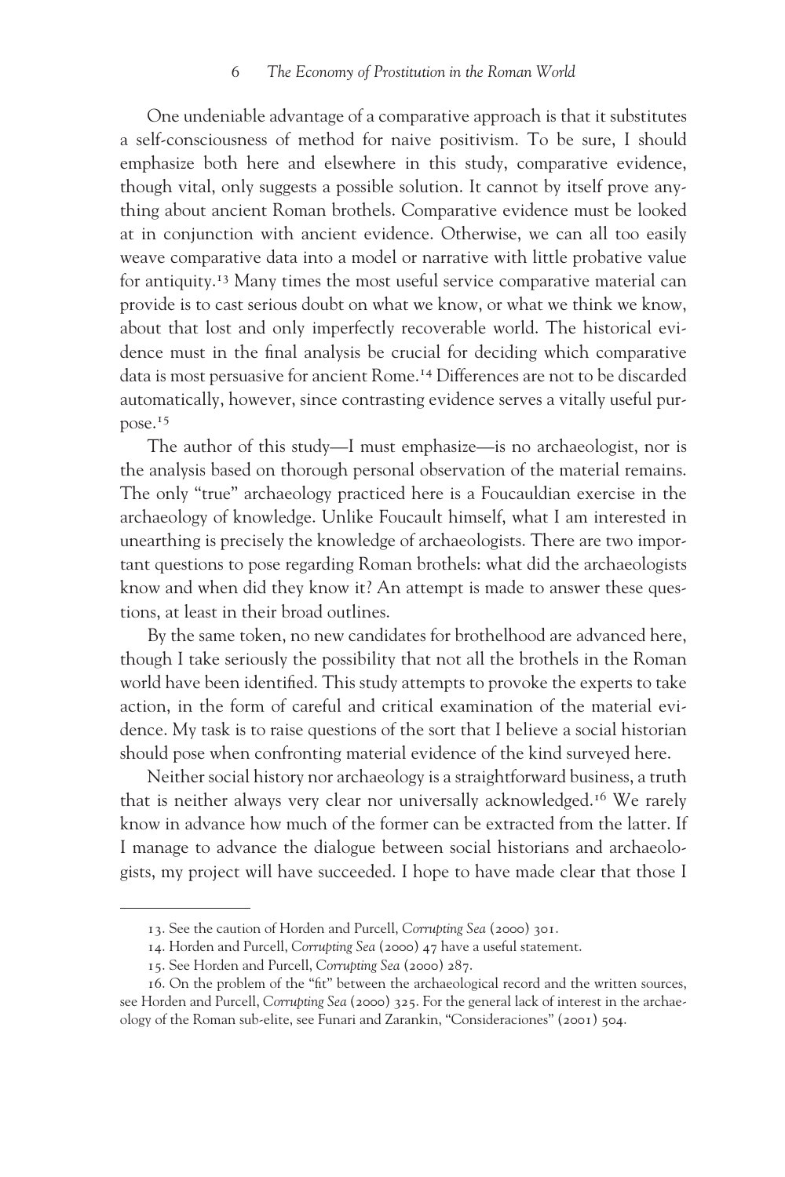One undeniable advantage of a comparative approach is that it substitutes a self-consciousness of method for naive positivism. To be sure, I should emphasize both here and elsewhere in this study, comparative evidence, though vital, only suggests a possible solution. It cannot by itself prove anything about ancient Roman brothels. Comparative evidence must be looked at in conjunction with ancient evidence. Otherwise, we can all too easily weave comparative data into a model or narrative with little probative value for antiquity.[13] Many times the most useful service comparative material can provide is to cast serious doubt on what we know, or what we think we know, about that lost and only imperfectly recoverable world. The historical evidence must in the final analysis be crucial for deciding which comparative data is most persuasive for ancient Rome.[14] Differences are not to be discarded automatically, however, since contrasting evidence serves a vitally useful purpose.[15]

The author of this study—I must emphasize—is no archaeologist, nor is the analysis based on thorough personal observation of the material remains. The only "true" archaeology practiced here is a Foucauldian exercise in the archaeology of knowledge. Unlike Foucault himself, what I am interested in unearthing is precisely the knowledge of archaeologists. There are two important questions to pose regarding Roman brothels: what did the archaeologists know and when did they know it? An attempt is made to answer these questions, at least in their broad outlines.

By the same token, no new candidates for brothelhood are advanced here, though I take seriously the possibility that not all the brothels in the Roman world have been identified. This study attempts to provoke the experts to take action, in the form of careful and critical examination of the material evidence. My task is to raise questions of the sort that I believe a social historian should pose when confronting material evidence of the kind surveyed here.

Neither social history nor archaeology is a straightforward business, a truth that is neither always very clear nor universally acknowledged.[16] We rarely know in advance how much of the former can be extracted from the latter. If I manage to advance the dialogue between social historians and archaeologists, my project will have succeeded. I hope to have made clear that those I

---

13. See the caution of Horden and Purcell, *Corrupting Sea* (2000) 301.

14. Horden and Purcell, *Corrupting Sea* (2000) 47 have a useful statement.

15. See Horden and Purcell, *Corrupting Sea* (2000) 287.

16. On the problem of the "fit" between the archaeological record and the written sources, see Horden and Purcell, *Corrupting Sea* (2000) 325. For the general lack of interest in the archaeology of the Roman sub-elite, see Funari and Zarankin, "Consideraciones" (2001) 504.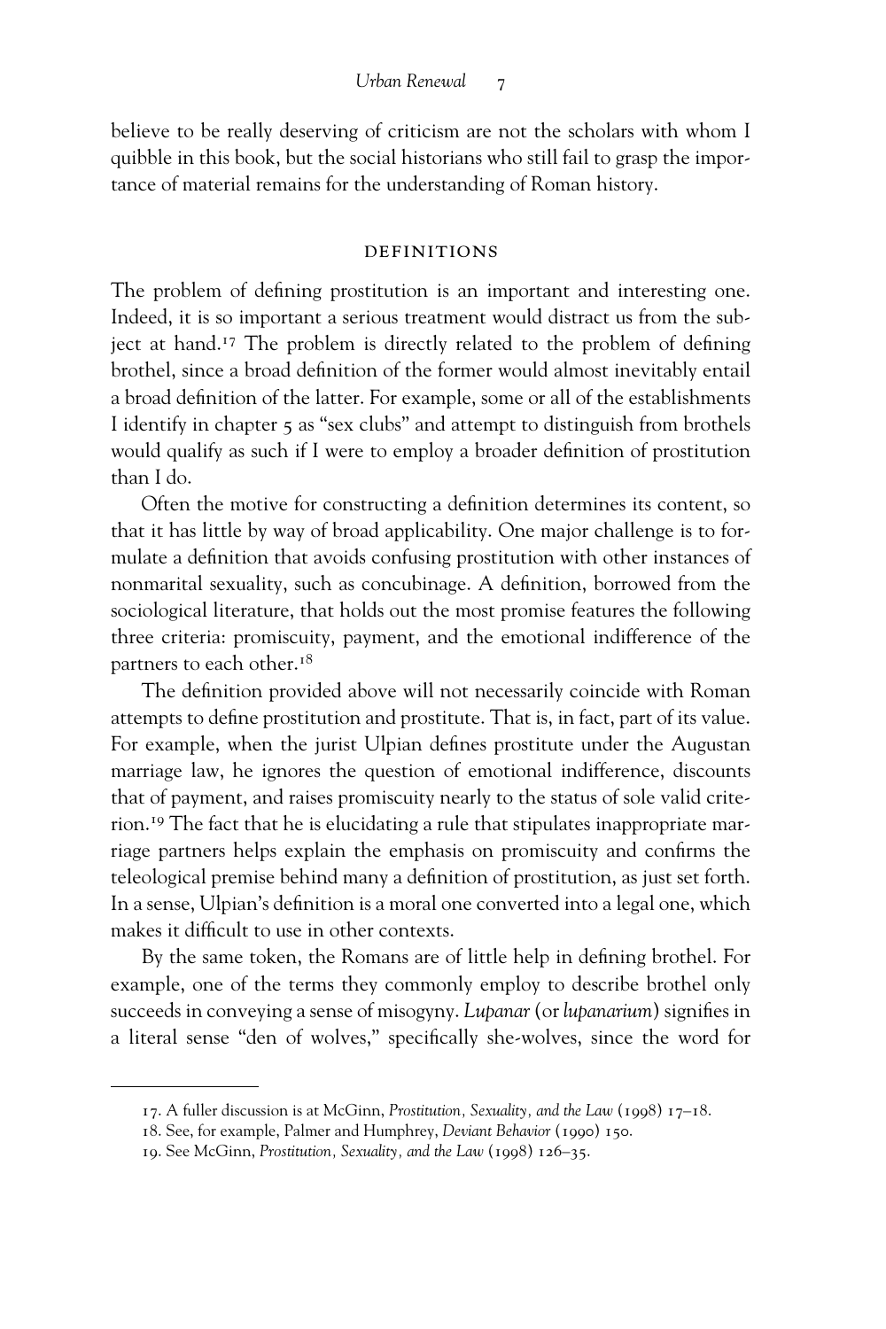believe to be really deserving of criticism are not the scholars with whom I quibble in this book, but the social historians who still fail to grasp the importance of material remains for the understanding of Roman history.

## DEFINITIONS

The problem of defining prostitution is an important and interesting one. Indeed, it is so important a serious treatment would distract us from the subject at hand.[17] The problem is directly related to the problem of defining brothel, since a broad definition of the former would almost inevitably entail a broad definition of the latter. For example, some or all of the establishments I identify in chapter 5 as "sex clubs" and attempt to distinguish from brothels would qualify as such if I were to employ a broader definition of prostitution than I do.

Often the motive for constructing a definition determines its content, so that it has little by way of broad applicability. One major challenge is to formulate a definition that avoids confusing prostitution with other instances of nonmarital sexuality, such as concubinage. A definition, borrowed from the sociological literature, that holds out the most promise features the following three criteria: promiscuity, payment, and the emotional indifference of the partners to each other.[18]

The definition provided above will not necessarily coincide with Roman attempts to define prostitution and prostitute. That is, in fact, part of its value. For example, when the jurist Ulpian defines prostitute under the Augustan marriage law, he ignores the question of emotional indifference, discounts that of payment, and raises promiscuity nearly to the status of sole valid criterion.[19] The fact that he is elucidating a rule that stipulates inappropriate marriage partners helps explain the emphasis on promiscuity and confirms the teleological premise behind many a definition of prostitution, as just set forth. In a sense, Ulpian's definition is a moral one converted into a legal one, which makes it difficult to use in other contexts.

By the same token, the Romans are of little help in defining brothel. For example, one of the terms they commonly employ to describe brothel only succeeds in conveying a sense of misogyny. *Lupanar* (or *lupanarium*) signifies in a literal sense "den of wolves," specifically she-wolves, since the word for

---

17. A fuller discussion is at McGinn, *Prostitution, Sexuality, and the Law* (1998) 17–18.

18. See, for example, Palmer and Humphrey, *Deviant Behavior* (1990) 150.

19. See McGinn, *Prostitution, Sexuality, and the Law* (1998) 126–35.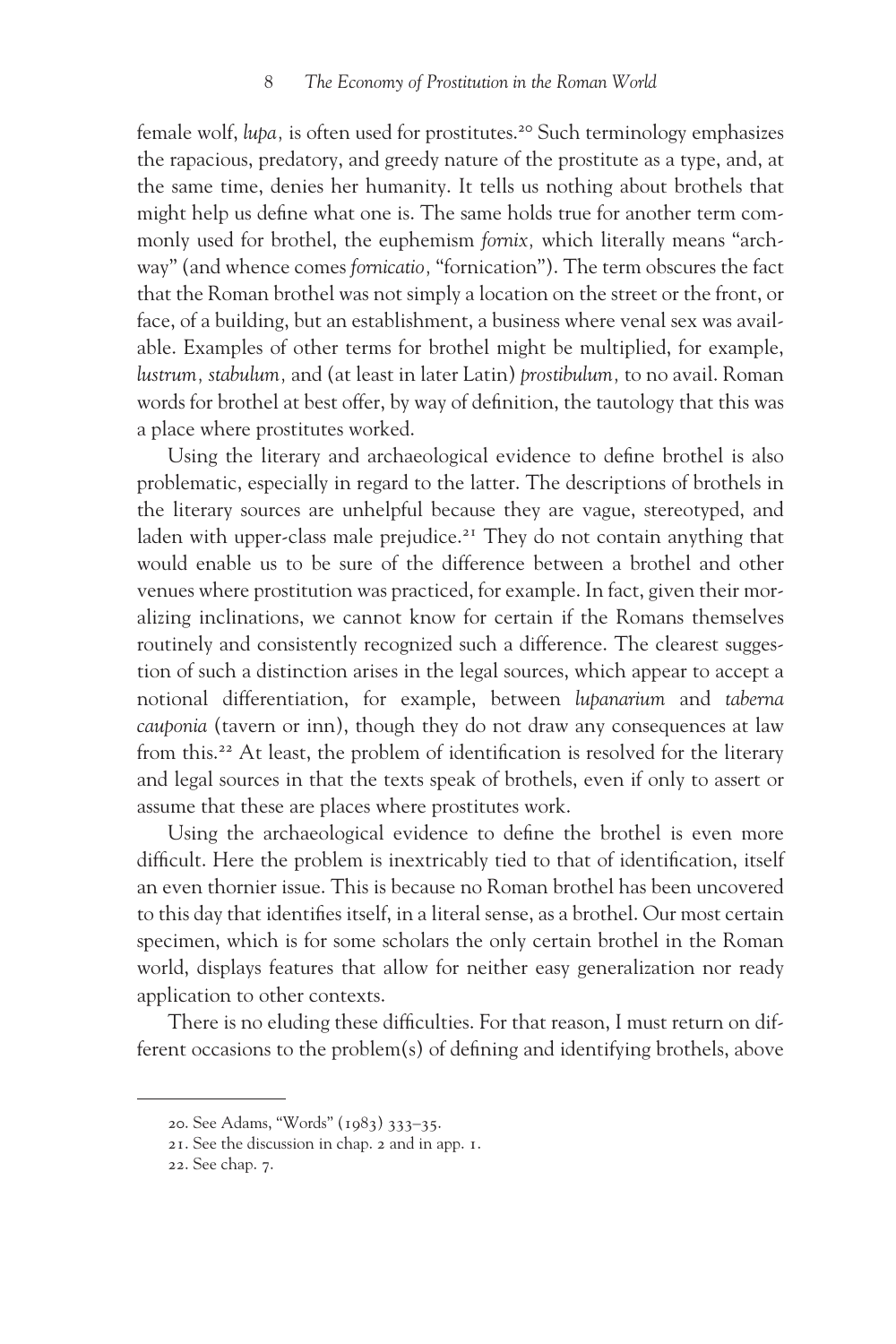female wolf, *lupa,* is often used for prostitutes.[20] Such terminology emphasizes the rapacious, predatory, and greedy nature of the prostitute as a type, and, at the same time, denies her humanity. It tells us nothing about brothels that might help us define what one is. The same holds true for another term commonly used for brothel, the euphemism *fornix,* which literally means "archway" (and whence comes *fornicatio,* "fornication"). The term obscures the fact that the Roman brothel was not simply a location on the street or the front, or face, of a building, but an establishment, a business where venal sex was available. Examples of other terms for brothel might be multiplied, for example, *lustrum, stabulum,* and (at least in later Latin) *prostibulum,* to no avail. Roman words for brothel at best offer, by way of definition, the tautology that this was a place where prostitutes worked.

Using the literary and archaeological evidence to define brothel is also problematic, especially in regard to the latter. The descriptions of brothels in the literary sources are unhelpful because they are vague, stereotyped, and laden with upper-class male prejudice.[21] They do not contain anything that would enable us to be sure of the difference between a brothel and other venues where prostitution was practiced, for example. In fact, given their moralizing inclinations, we cannot know for certain if the Romans themselves routinely and consistently recognized such a difference. The clearest suggestion of such a distinction arises in the legal sources, which appear to accept a notional differentiation, for example, between *lupanarium* and *taberna cauponia* (tavern or inn), though they do not draw any consequences at law from this.[22] At least, the problem of identification is resolved for the literary and legal sources in that the texts speak of brothels, even if only to assert or assume that these are places where prostitutes work.

Using the archaeological evidence to define the brothel is even more difficult. Here the problem is inextricably tied to that of identification, itself an even thornier issue. This is because no Roman brothel has been uncovered to this day that identifies itself, in a literal sense, as a brothel. Our most certain specimen, which is for some scholars the only certain brothel in the Roman world, displays features that allow for neither easy generalization nor ready application to other contexts.

There is no eluding these difficulties. For that reason, I must return on different occasions to the problem(s) of defining and identifying brothels, above

---

20. See Adams, "Words" (1983) 333–35.

21. See the discussion in chap. 2 and in app. 1.

22. See chap. 7.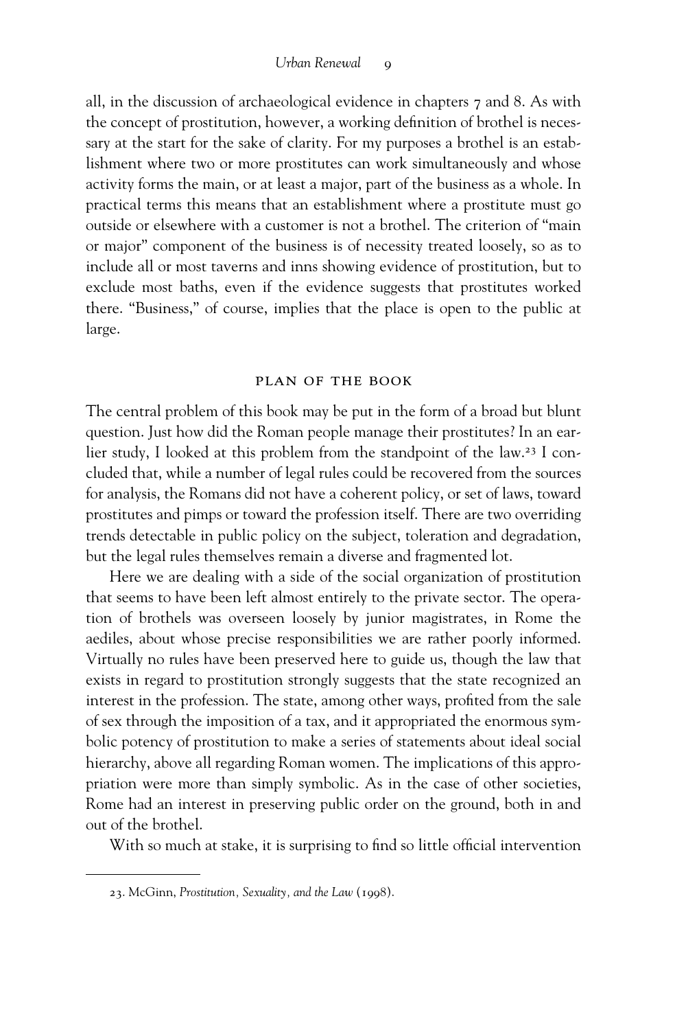all, in the discussion of archaeological evidence in chapters 7 and 8. As with the concept of prostitution, however, a working definition of brothel is necessary at the start for the sake of clarity. For my purposes a brothel is an establishment where two or more prostitutes can work simultaneously and whose activity forms the main, or at least a major, part of the business as a whole. In practical terms this means that an establishment where a prostitute must go outside or elsewhere with a customer is not a brothel. The criterion of "main or major" component of the business is of necessity treated loosely, so as to include all or most taverns and inns showing evidence of prostitution, but to exclude most baths, even if the evidence suggests that prostitutes worked there. "Business," of course, implies that the place is open to the public at large.

## PLAN OF THE BOOK

The central problem of this book may be put in the form of a broad but blunt question. Just how did the Roman people manage their prostitutes? In an earlier study, I looked at this problem from the standpoint of the law.[23] I concluded that, while a number of legal rules could be recovered from the sources for analysis, the Romans did not have a coherent policy, or set of laws, toward prostitutes and pimps or toward the profession itself. There are two overriding trends detectable in public policy on the subject, toleration and degradation, but the legal rules themselves remain a diverse and fragmented lot.

Here we are dealing with a side of the social organization of prostitution that seems to have been left almost entirely to the private sector. The operation of brothels was overseen loosely by junior magistrates, in Rome the aediles, about whose precise responsibilities we are rather poorly informed. Virtually no rules have been preserved here to guide us, though the law that exists in regard to prostitution strongly suggests that the state recognized an interest in the profession. The state, among other ways, profited from the sale of sex through the imposition of a tax, and it appropriated the enormous symbolic potency of prostitution to make a series of statements about ideal social hierarchy, above all regarding Roman women. The implications of this appropriation were more than simply symbolic. As in the case of other societies, Rome had an interest in preserving public order on the ground, both in and out of the brothel.

With so much at stake, it is surprising to find so little official intervention

23. McGinn, *Prostitution, Sexuality, and the Law* (1998).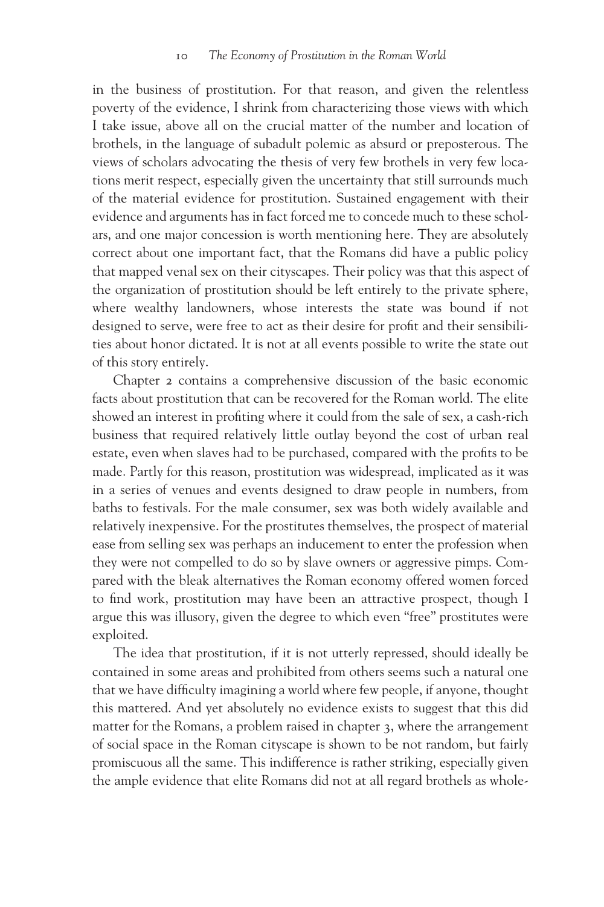in the business of prostitution. For that reason, and given the relentless poverty of the evidence, I shrink from characterizing those views with which I take issue, above all on the crucial matter of the number and location of brothels, in the language of subadult polemic as absurd or preposterous. The views of scholars advocating the thesis of very few brothels in very few locations merit respect, especially given the uncertainty that still surrounds much of the material evidence for prostitution. Sustained engagement with their evidence and arguments has in fact forced me to concede much to these scholars, and one major concession is worth mentioning here. They are absolutely correct about one important fact, that the Romans did have a public policy that mapped venal sex on their cityscapes. Their policy was that this aspect of the organization of prostitution should be left entirely to the private sphere, where wealthy landowners, whose interests the state was bound if not designed to serve, were free to act as their desire for profit and their sensibilities about honor dictated. It is not at all events possible to write the state out of this story entirely.

Chapter 2 contains a comprehensive discussion of the basic economic facts about prostitution that can be recovered for the Roman world. The elite showed an interest in profiting where it could from the sale of sex, a cash-rich business that required relatively little outlay beyond the cost of urban real estate, even when slaves had to be purchased, compared with the profits to be made. Partly for this reason, prostitution was widespread, implicated as it was in a series of venues and events designed to draw people in numbers, from baths to festivals. For the male consumer, sex was both widely available and relatively inexpensive. For the prostitutes themselves, the prospect of material ease from selling sex was perhaps an inducement to enter the profession when they were not compelled to do so by slave owners or aggressive pimps. Compared with the bleak alternatives the Roman economy offered women forced to find work, prostitution may have been an attractive prospect, though I argue this was illusory, given the degree to which even "free" prostitutes were exploited.

The idea that prostitution, if it is not utterly repressed, should ideally be contained in some areas and prohibited from others seems such a natural one that we have difficulty imagining a world where few people, if anyone, thought this mattered. And yet absolutely no evidence exists to suggest that this did matter for the Romans, a problem raised in chapter 3, where the arrangement of social space in the Roman cityscape is shown to be not random, but fairly promiscuous all the same. This indifference is rather striking, especially given the ample evidence that elite Romans did not at all regard brothels as whole-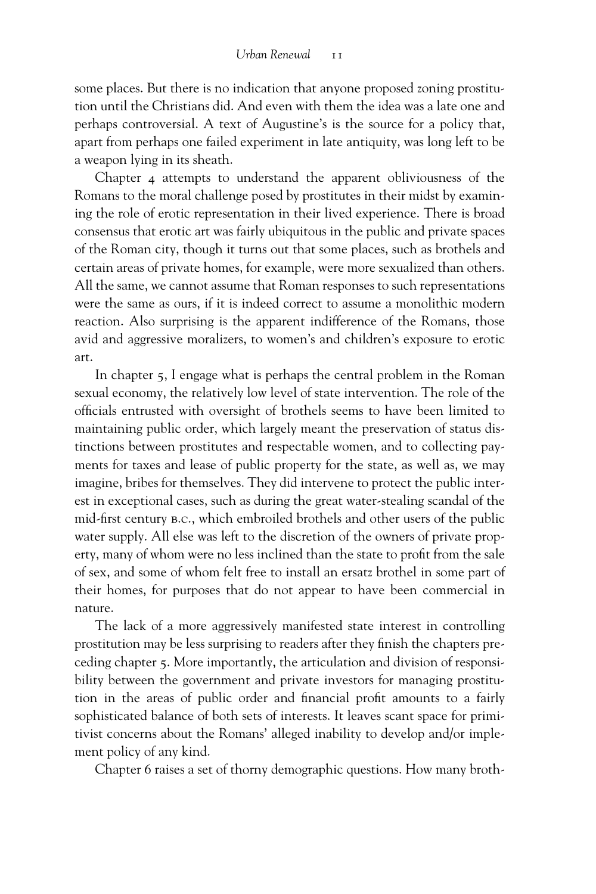some places. But there is no indication that anyone proposed zoning prostitution until the Christians did. And even with them the idea was a late one and perhaps controversial. A text of Augustine's is the source for a policy that, apart from perhaps one failed experiment in late antiquity, was long left to be a weapon lying in its sheath.

Chapter 4 attempts to understand the apparent obliviousness of the Romans to the moral challenge posed by prostitutes in their midst by examining the role of erotic representation in their lived experience. There is broad consensus that erotic art was fairly ubiquitous in the public and private spaces of the Roman city, though it turns out that some places, such as brothels and certain areas of private homes, for example, were more sexualized than others. All the same, we cannot assume that Roman responses to such representations were the same as ours, if it is indeed correct to assume a monolithic modern reaction. Also surprising is the apparent indifference of the Romans, those avid and aggressive moralizers, to women's and children's exposure to erotic art.

In chapter 5, I engage what is perhaps the central problem in the Roman sexual economy, the relatively low level of state intervention. The role of the officials entrusted with oversight of brothels seems to have been limited to maintaining public order, which largely meant the preservation of status distinctions between prostitutes and respectable women, and to collecting payments for taxes and lease of public property for the state, as well as, we may imagine, bribes for themselves. They did intervene to protect the public interest in exceptional cases, such as during the great water-stealing scandal of the mid-first century B.C., which embroiled brothels and other users of the public water supply. All else was left to the discretion of the owners of private property, many of whom were no less inclined than the state to profit from the sale of sex, and some of whom felt free to install an ersatz brothel in some part of their homes, for purposes that do not appear to have been commercial in nature.

The lack of a more aggressively manifested state interest in controlling prostitution may be less surprising to readers after they finish the chapters preceding chapter 5. More importantly, the articulation and division of responsibility between the government and private investors for managing prostitution in the areas of public order and financial profit amounts to a fairly sophisticated balance of both sets of interests. It leaves scant space for primitivist concerns about the Romans' alleged inability to develop and/or implement policy of any kind.

Chapter 6 raises a set of thorny demographic questions. How many broth-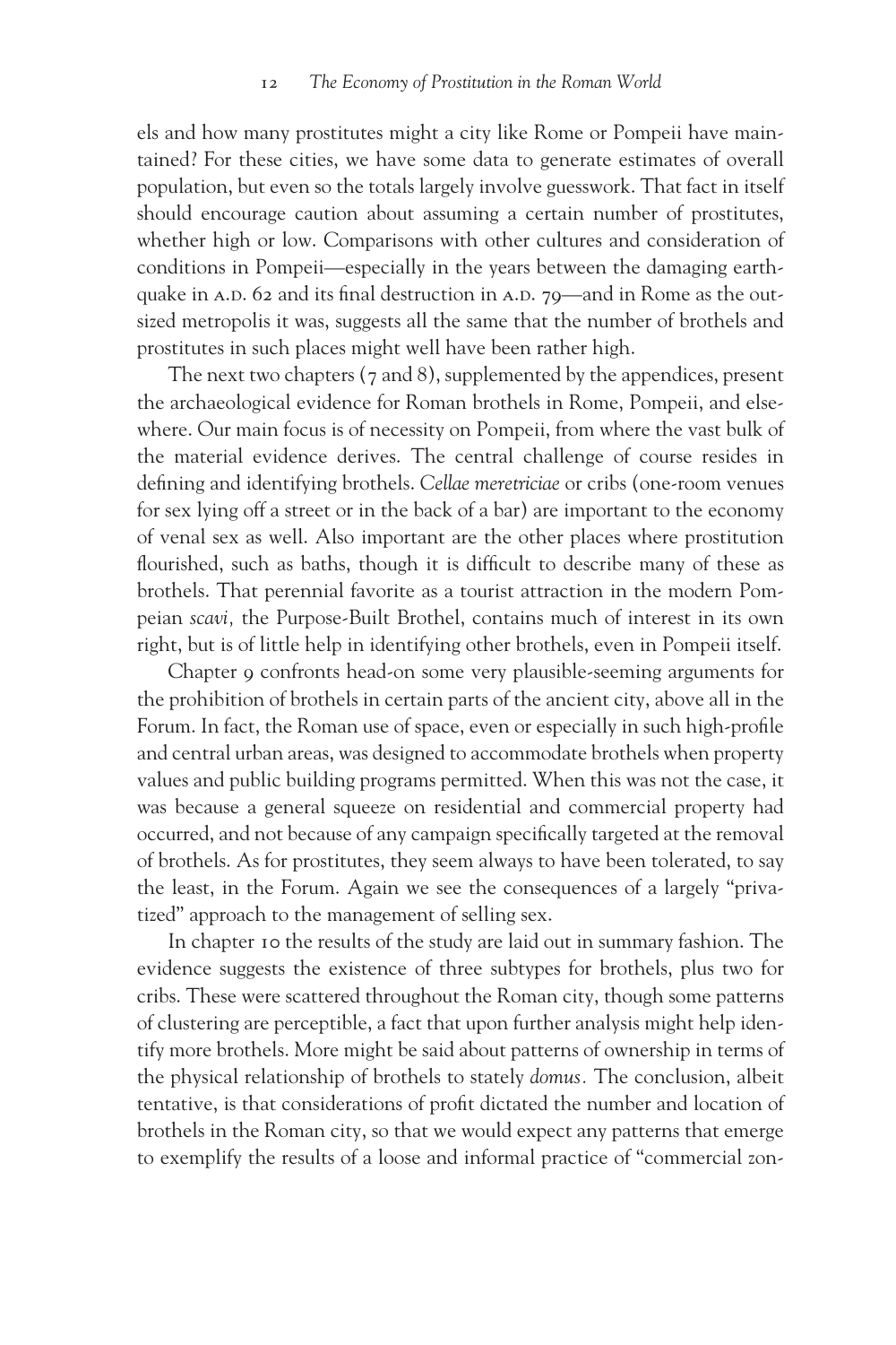els and how many prostitutes might a city like Rome or Pompeii have maintained? For these cities, we have some data to generate estimates of overall population, but even so the totals largely involve guesswork. That fact in itself should encourage caution about assuming a certain number of prostitutes, whether high or low. Comparisons with other cultures and consideration of conditions in Pompeii—especially in the years between the damaging earthquake in A.D. 62 and its final destruction in A.D. 79—and in Rome as the outsized metropolis it was, suggests all the same that the number of brothels and prostitutes in such places might well have been rather high.

The next two chapters (7 and 8), supplemented by the appendices, present the archaeological evidence for Roman brothels in Rome, Pompeii, and elsewhere. Our main focus is of necessity on Pompeii, from where the vast bulk of the material evidence derives. The central challenge of course resides in defining and identifying brothels. *Cellae meretriciae* or cribs (one-room venues for sex lying off a street or in the back of a bar) are important to the economy of venal sex as well. Also important are the other places where prostitution flourished, such as baths, though it is difficult to describe many of these as brothels. That perennial favorite as a tourist attraction in the modern Pompeian *scavi,* the Purpose-Built Brothel, contains much of interest in its own right, but is of little help in identifying other brothels, even in Pompeii itself.

Chapter 9 confronts head-on some very plausible-seeming arguments for the prohibition of brothels in certain parts of the ancient city, above all in the Forum. In fact, the Roman use of space, even or especially in such high-profile and central urban areas, was designed to accommodate brothels when property values and public building programs permitted. When this was not the case, it was because a general squeeze on residential and commercial property had occurred, and not because of any campaign specifically targeted at the removal of brothels. As for prostitutes, they seem always to have been tolerated, to say the least, in the Forum. Again we see the consequences of a largely "privatized" approach to the management of selling sex.

In chapter 10 the results of the study are laid out in summary fashion. The evidence suggests the existence of three subtypes for brothels, plus two for cribs. These were scattered throughout the Roman city, though some patterns of clustering are perceptible, a fact that upon further analysis might help identify more brothels. More might be said about patterns of ownership in terms of the physical relationship of brothels to stately *domus.* The conclusion, albeit tentative, is that considerations of profit dictated the number and location of brothels in the Roman city, so that we would expect any patterns that emerge to exemplify the results of a loose and informal practice of "commercial zon-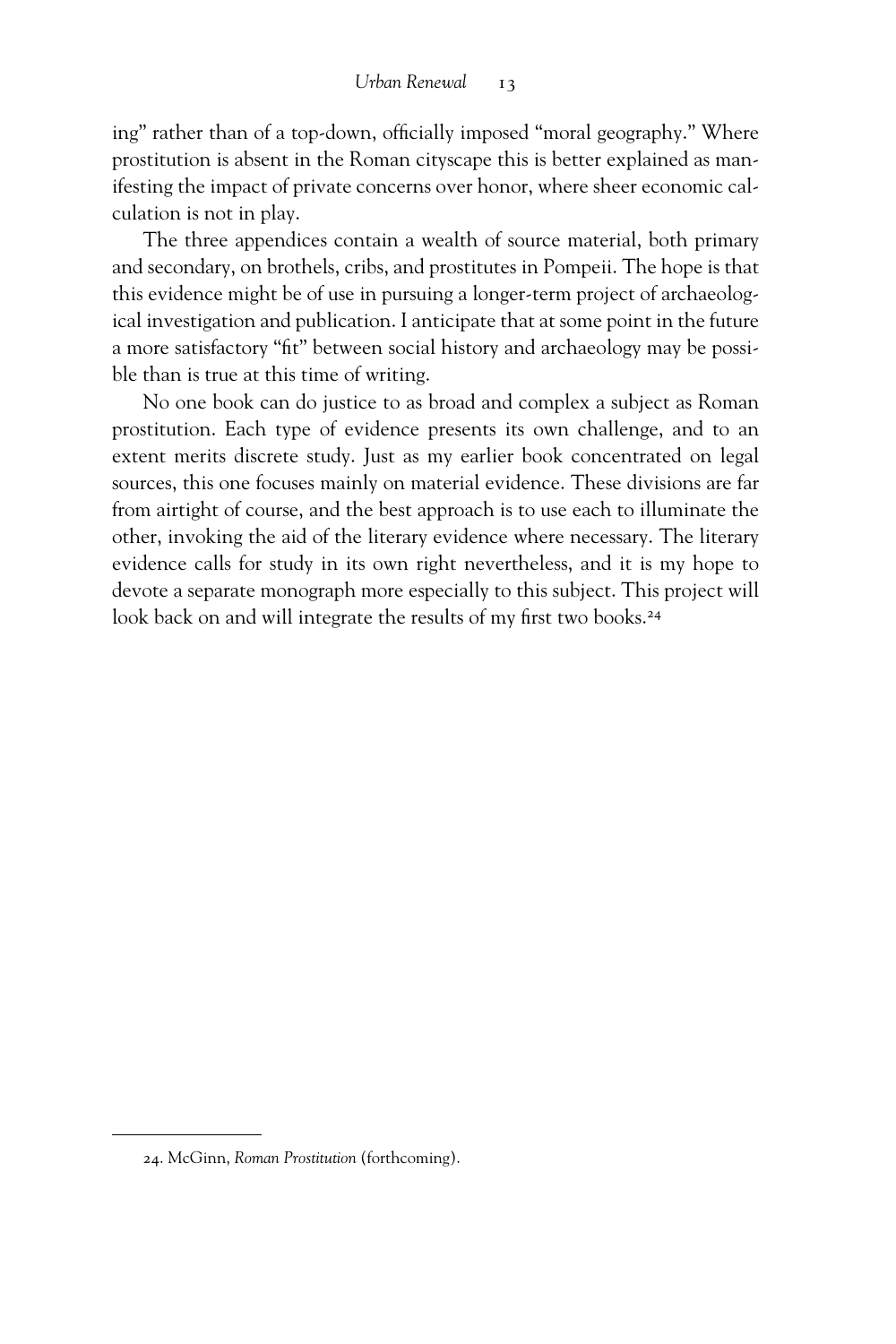ing" rather than of a top-down, officially imposed "moral geography." Where prostitution is absent in the Roman cityscape this is better explained as manifesting the impact of private concerns over honor, where sheer economic calculation is not in play.

The three appendices contain a wealth of source material, both primary and secondary, on brothels, cribs, and prostitutes in Pompeii. The hope is that this evidence might be of use in pursuing a longer-term project of archaeological investigation and publication. I anticipate that at some point in the future a more satisfactory "fit" between social history and archaeology may be possible than is true at this time of writing.

No one book can do justice to as broad and complex a subject as Roman prostitution. Each type of evidence presents its own challenge, and to an extent merits discrete study. Just as my earlier book concentrated on legal sources, this one focuses mainly on material evidence. These divisions are far from airtight of course, and the best approach is to use each to illuminate the other, invoking the aid of the literary evidence where necessary. The literary evidence calls for study in its own right nevertheless, and it is my hope to devote a separate monograph more especially to this subject. This project will look back on and will integrate the results of my first two books.[24]

---

24. McGinn, *Roman Prostitution* (forthcoming).